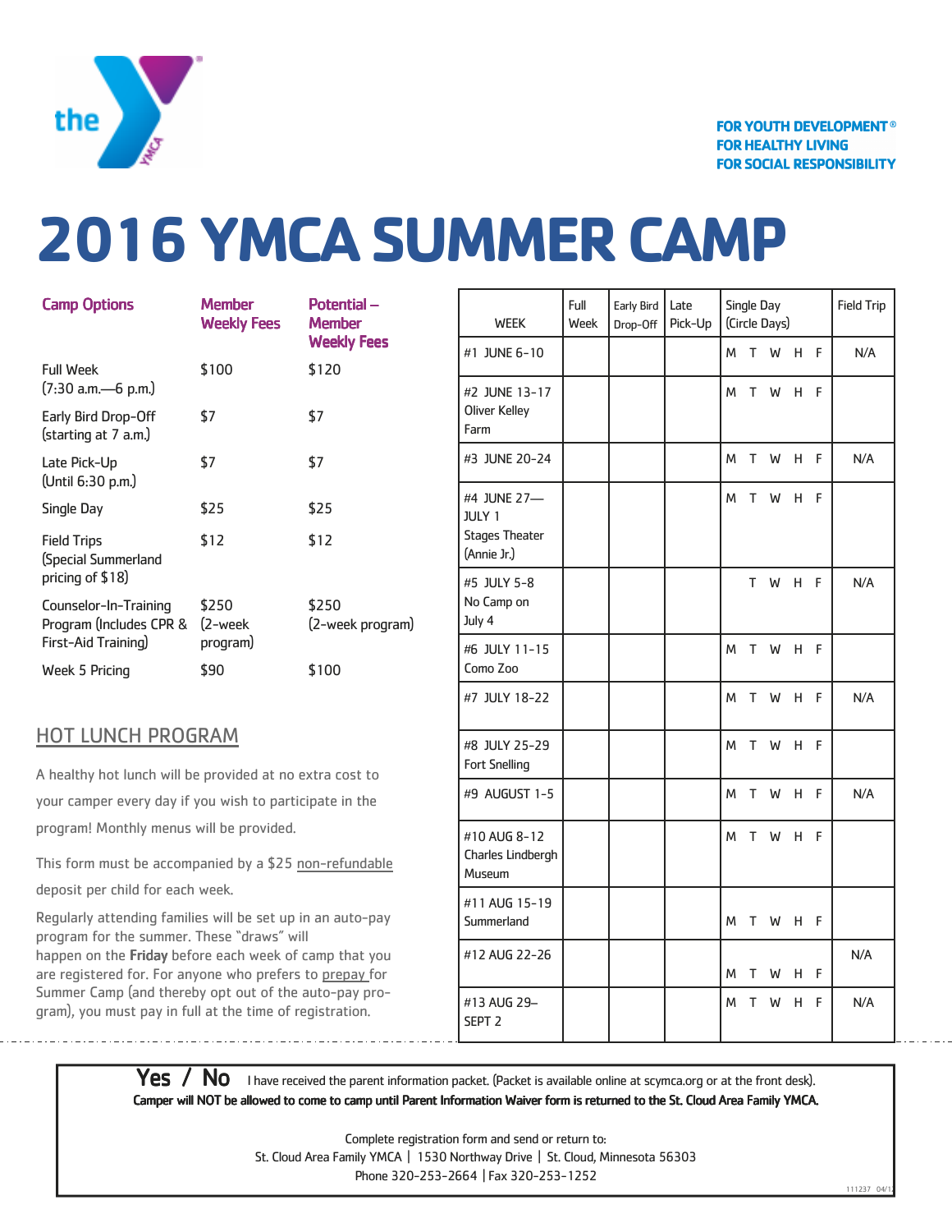FOR YOUTH DEVELOPMENT®
FOR HEALTHY LIVING
FOR SOCIAL RESPONSIBILITY

# 2016 YMCA SUMMER CAMP

| Camp Options | Member Weekly Fees | Potential – Member Weekly Fees |
|---|---|---|
| Full Week (7:30 a.m.—6 p.m.) | $100 | $120 |
| Early Bird Drop-Off (starting at 7 a.m.) | $7 | $7 |
| Late Pick-Up (Until 6:30 p.m.) | $7 | $7 |
| Single Day | $25 | $25 |
| Field Trips (Special Summerland pricing of $18) | $12 | $12 |
| Counselor-In-Training Program (Includes CPR & First-Aid Training) | $250 (2-week program) | $250 (2-week program) |
| Week 5 Pricing | $90 | $100 |

## HOT LUNCH PROGRAM

A healthy hot lunch will be provided at no extra cost to your camper every day if you wish to participate in the program! Monthly menus will be provided.

This form must be accompanied by a $25 non-refundable deposit per child for each week.

Regularly attending families will be set up in an auto-pay program for the summer. These "draws" will happen on the **Friday** before each week of camp that you are registered for. For anyone who prefers to prepay for Summer Camp (and thereby opt out of the auto-pay program), you must pay in full at the time of registration.

| WEEK | Full Week | Early Bird Drop-Off | Late Pick-Up | Single Day (Circle Days) | Field Trip |
|---|---|---|---|---|---|
| #1 JUNE 6-10 | | | | M T W H F | N/A |
| #2 JUNE 13-17 Oliver Kelley Farm | | | | M T W H F | |
| #3 JUNE 20-24 | | | | M T W H F | N/A |
| #4 JUNE 27—JULY 1 Stages Theater (Annie Jr.) | | | | M T W H F | |
| #5 JULY 5-8 No Camp on July 4 | | | | T W H F | N/A |
| #6 JULY 11-15 Como Zoo | | | | M T W H F | |
| #7 JULY 18-22 | | | | M T W H F | N/A |
| #8 JULY 25-29 Fort Snelling | | | | M T W H F | |
| #9 AUGUST 1-5 | | | | M T W H F | N/A |
| #10 AUG 8-12 Charles Lindbergh Museum | | | | M T W H F | |
| #11 AUG 15-19 Summerland | | | | M T W H F | |
| #12 AUG 22-26 | | | | M T W H F | N/A |
| #13 AUG 29–SEPT 2 | | | | M T W H F | N/A |

**Yes / No** I have received the parent information packet. (Packet is available online at scymca.org or at the front desk).
**Camper will NOT be allowed to come to camp until Parent Information Waiver form is returned to the St. Cloud Area Family YMCA.**

Complete registration form and send or return to:
St. Cloud Area Family YMCA | 1530 Northway Drive | St. Cloud, Minnesota 56303
Phone 320-253-2664 | Fax 320-253-1252

111237 04/1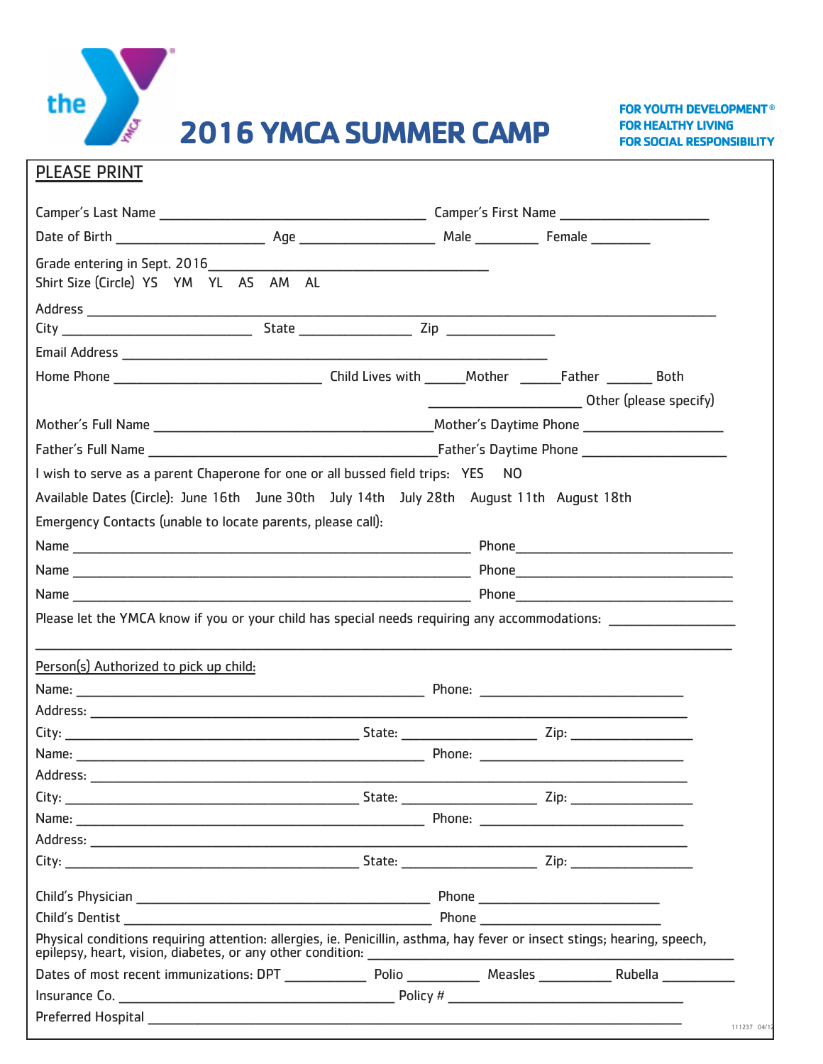# 2016 YMCA SUMMER CAMP

FOR YOUTH DEVELOPMENT®
FOR HEALTHY LIVING
FOR SOCIAL RESPONSIBILITY

PLEASE PRINT

Camper's Last Name ______________________________ Camper's First Name ____________________

Date of Birth ____________________ Age ____________________ Male _________ Female _________

Grade entering in Sept. 2016________________________________________

Shirt Size (Circle) YS YM YL AS AM AL

Address ______________________________________________________________________________

City ___________________________ State ________________ Zip ________________

Email Address ___________________________________________________________

Home Phone ______________________________ Child Lives with ______Mother ______Father ______ Both

______________________ Other (please specify)

Mother's Full Name ________________________________________Mother's Daytime Phone ____________________

Father's Full Name _________________________________________Father's Daytime Phone _____________________

I wish to serve as a parent Chaperone for one or all bussed field trips: YES NO

Available Dates (Circle): June 16th June 30th July 14th July 28th August 11th August 18th

Emergency Contacts (unable to locate parents, please call):

Name __________________________________________________________ Phone_______________________________

Name __________________________________________________________ Phone_______________________________

Name __________________________________________________________ Phone_______________________________

Please let the YMCA know if you or your child has special needs requiring any accommodations: __________________

____________________________________________________________________________________________________

Person(s) Authorized to pick up child:

Name: _________________________________________________ Phone: _____________________________

Address: ______________________________________________________________________________________

City: __________________________________________ State: ___________________ Zip: __________________

Name: _________________________________________________ Phone: _____________________________

Address: ______________________________________________________________________________________

City: __________________________________________ State: ___________________ Zip: __________________

Name: _________________________________________________ Phone: _____________________________

Address: ______________________________________________________________________________________

City: __________________________________________ State: ___________________ Zip: __________________

Child's Physician __________________________________________ Phone _________________________

Child's Dentist ____________________________________________ Phone _________________________

Physical conditions requiring attention: allergies, ie. Penicillin, asthma, hay fever or insect stings; hearing, speech, epilepsy, heart, vision, diabetes, or any other condition: ______________________________________________

Dates of most recent immunizations: DPT ____________ Polio ___________ Measles ___________ Rubella ___________

Insurance Co. ________________________________________ Policy # __________________________________

Preferred Hospital ______________________________________________________________________________

111237 04/12